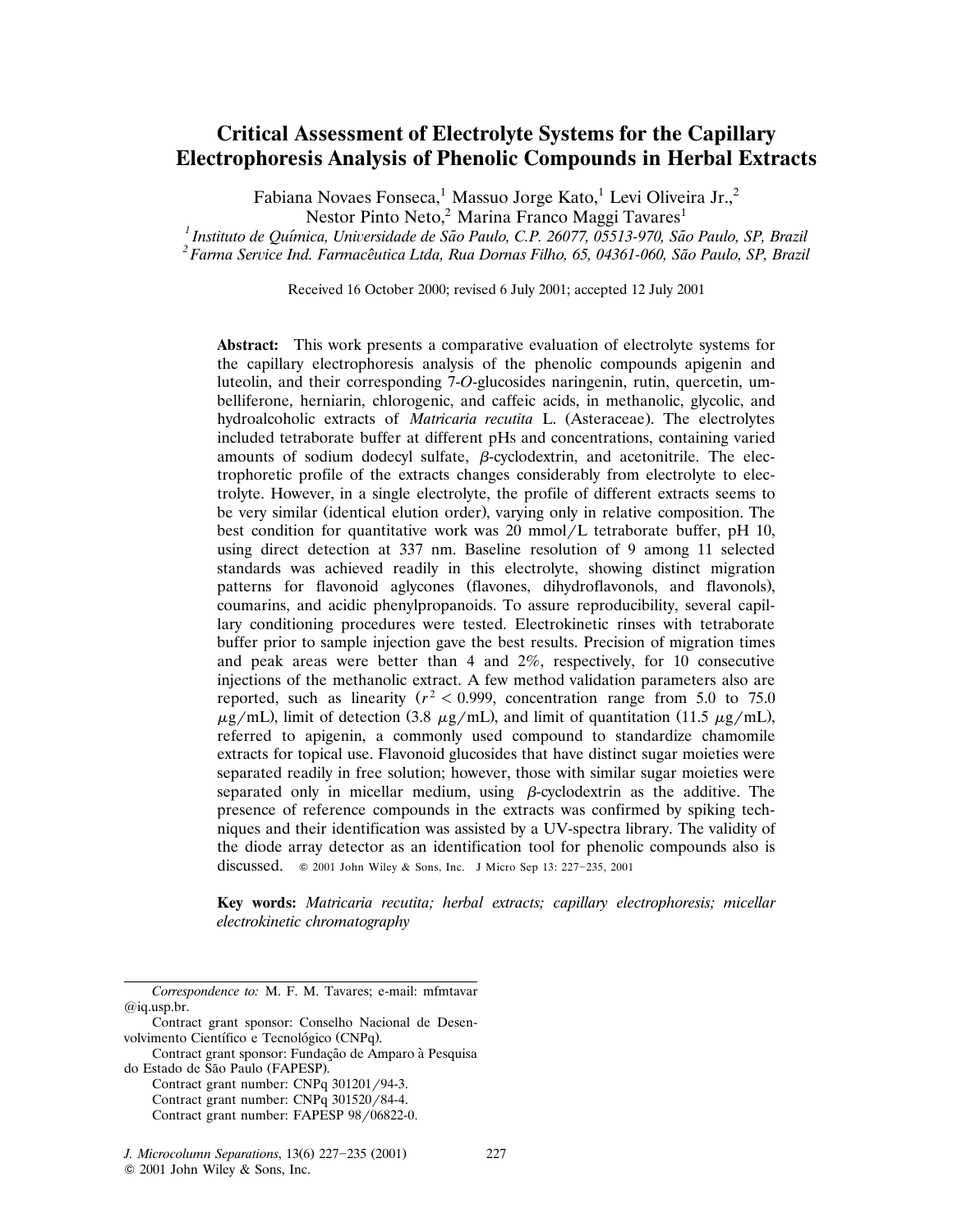# Critical Assessment of Electrolyte Systems for the Capillary Electrophoresis Analysis of Phenolic Compounds in Herbal Extracts

Fabiana Novaes Fonseca,[1] Massuo Jorge Kato,[1] Levi Oliveira Jr.,[2] Nestor Pinto Neto,[2] Marina Franco Maggi Tavares[1]

[1] *Instituto de Química, Universidade de São Paulo, C.P. 26077, 05513-970, São Paulo, SP, Brazil*
[2] *Farma Service Ind. Farmacêutica Ltda, Rua Dornas Filho, 65, 04361-060, São Paulo, SP, Brazil*

Received 16 October 2000; revised 6 July 2001; accepted 12 July 2001

**Abstract:** This work presents a comparative evaluation of electrolyte systems for the capillary electrophoresis analysis of the phenolic compounds apigenin and luteolin, and their corresponding 7-*O*-glucosides naringenin, rutin, quercetin, umbelliferone, herniarin, chlorogenic, and caffeic acids, in methanolic, glycolic, and hydroalcoholic extracts of *Matricaria recutita* L. (Asteraceae). The electrolytes included tetraborate buffer at different pHs and concentrations, containing varied amounts of sodium dodecyl sulfate, $\beta$-cyclodextrin, and acetonitrile. The electrophoretic profile of the extracts changes considerably from electrolyte to electrolyte. However, in a single electrolyte, the profile of different extracts seems to be very similar (identical elution order), varying only in relative composition. The best condition for quantitative work was 20 mmol/L tetraborate buffer, pH 10, using direct detection at 337 nm. Baseline resolution of 9 among 11 selected standards was achieved readily in this electrolyte, showing distinct migration patterns for flavonoid aglycones (flavones, dihydroflavonols, and flavonols), coumarins, and acidic phenylpropanoids. To assure reproducibility, several capillary conditioning procedures were tested. Electrokinetic rinses with tetraborate buffer prior to sample injection gave the best results. Precision of migration times and peak areas were better than 4 and 2%, respectively, for 10 consecutive injections of the methanolic extract. A few method validation parameters also are reported, such as linearity ($r^2 < 0.999$, concentration range from 5.0 to 75.0 $\mu$g/mL), limit of detection (3.8 $\mu$g/mL), and limit of quantitation (11.5 $\mu$g/mL), referred to apigenin, a commonly used compound to standardize chamomile extracts for topical use. Flavonoid glucosides that have distinct sugar moieties were separated readily in free solution; however, those with similar sugar moieties were separated only in micellar medium, using $\beta$-cyclodextrin as the additive. The presence of reference compounds in the extracts was confirmed by spiking techniques and their identification was assisted by a UV-spectra library. The validity of the diode array detector as an identification tool for phenolic compounds also is discussed. © 2001 John Wiley & Sons, Inc. J Micro Sep 13: 227–235, 2001

**Key words:** *Matricaria recutita; herbal extracts; capillary electrophoresis; micellar electrokinetic chromatography*

---

*Correspondence to:* M. F. M. Tavares; e-mail: mfmtavar@iq.usp.br.

Contract grant sponsor: Conselho Nacional de Desenvolvimento Científico e Tecnológico (CNPq).

Contract grant sponsor: Fundação de Amparo à Pesquisa do Estado de São Paulo (FAPESP).

Contract grant number: CNPq 301201/94-3.

Contract grant number: CNPq 301520/84-4.

Contract grant number: FAPESP 98/06822-0.

*J. Microcolumn Separations*, 13(6) 227–235 (2001)
© 2001 John Wiley & Sons, Inc.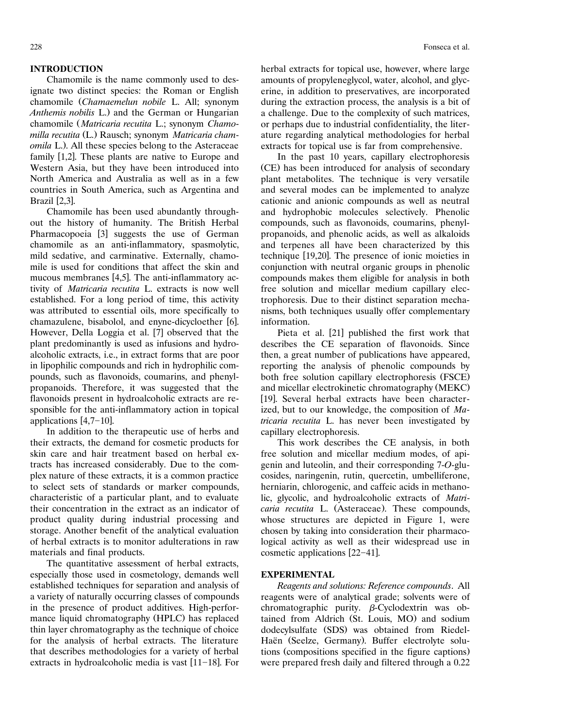## INTRODUCTION

Chamomile is the name commonly used to designate two distinct species: the Roman or English chamomile (*Chamaemelun nobile* L. All; synonym *Anthemis nobilis* L.) and the German or Hungarian chamomile (*Matricaria recutita* L.; synonym *Chamomilla recutita* (L.) Rausch; synonym *Matricaria chamomila* L.). All these species belong to the Asteraceae family [1,2]. These plants are native to Europe and Western Asia, but they have been introduced into North America and Australia as well as in a few countries in South America, such as Argentina and Brazil [2,3].

Chamomile has been used abundantly throughout the history of humanity. The British Herbal Pharmacopoeia [3] suggests the use of German chamomile as an anti-inflammatory, spasmolytic, mild sedative, and carminative. Externally, chamomile is used for conditions that affect the skin and mucous membranes [4,5]. The anti-inflammatory activity of *Matricaria recutita* L. extracts is now well established. For a long period of time, this activity was attributed to essential oils, more specifically to chamazulene, bisabolol, and enyne-dicycloether [6]. However, Della Loggia et al. [7] observed that the plant predominantly is used as infusions and hydroalcoholic extracts, i.e., in extract forms that are poor in lipophilic compounds and rich in hydrophilic compounds, such as flavonoids, coumarins, and phenylpropanoids. Therefore, it was suggested that the flavonoids present in hydroalcoholic extracts are responsible for the anti-inflammatory action in topical applications [4,7–10].

In addition to the therapeutic use of herbs and their extracts, the demand for cosmetic products for skin care and hair treatment based on herbal extracts has increased considerably. Due to the complex nature of these extracts, it is a common practice to select sets of standards or marker compounds, characteristic of a particular plant, and to evaluate their concentration in the extract as an indicator of product quality during industrial processing and storage. Another benefit of the analytical evaluation of herbal extracts is to monitor adulterations in raw materials and final products.

The quantitative assessment of herbal extracts, especially those used in cosmetology, demands well established techniques for separation and analysis of a variety of naturally occurring classes of compounds in the presence of product additives. High-performance liquid chromatography (HPLC) has replaced thin layer chromatography as the technique of choice for the analysis of herbal extracts. The literature that describes methodologies for a variety of herbal extracts in hydroalcoholic media is vast [11–18]. For herbal extracts for topical use, however, where large amounts of propyleneglycol, water, alcohol, and glycerine, in addition to preservatives, are incorporated during the extraction process, the analysis is a bit of a challenge. Due to the complexity of such matrices, or perhaps due to industrial confidentiality, the literature regarding analytical methodologies for herbal extracts for topical use is far from comprehensive.

In the past 10 years, capillary electrophoresis (CE) has been introduced for analysis of secondary plant metabolites. The technique is very versatile and several modes can be implemented to analyze cationic and anionic compounds as well as neutral and hydrophobic molecules selectively. Phenolic compounds, such as flavonoids, coumarins, phenylpropanoids, and phenolic acids, as well as alkaloids and terpenes all have been characterized by this technique [19,20]. The presence of ionic moieties in conjunction with neutral organic groups in phenolic compounds makes them eligible for analysis in both free solution and micellar medium capillary electrophoresis. Due to their distinct separation mechanisms, both techniques usually offer complementary information.

Pieta et al. [21] published the first work that describes the CE separation of flavonoids. Since then, a great number of publications have appeared, reporting the analysis of phenolic compounds by both free solution capillary electrophoresis (FSCE) and micellar electrokinetic chromatography (MEKC) [19]. Several herbal extracts have been characterized, but to our knowledge, the composition of *Matricaria recutita* L. has never been investigated by capillary electrophoresis.

This work describes the CE analysis, in both free solution and micellar medium modes, of apigenin and luteolin, and their corresponding 7-*O*-glucosides, naringenin, rutin, quercetin, umbelliferone, herniarin, chlorogenic, and caffeic acids in methanolic, glycolic, and hydroalcoholic extracts of *Matricaria recutita* L. (Asteraceae). These compounds, whose structures are depicted in Figure 1, were chosen by taking into consideration their pharmacological activity as well as their widespread use in cosmetic applications [22–41].

## EXPERIMENTAL

*Reagents and solutions: Reference compounds*. All reagents were of analytical grade; solvents were of chromatographic purity. β-Cyclodextrin was obtained from Aldrich (St. Louis, MO) and sodium dodecylsulfate (SDS) was obtained from Riedel-Haën (Seelze, Germany). Buffer electrolyte solutions (compositions specified in the figure captions) were prepared fresh daily and filtered through a 0.22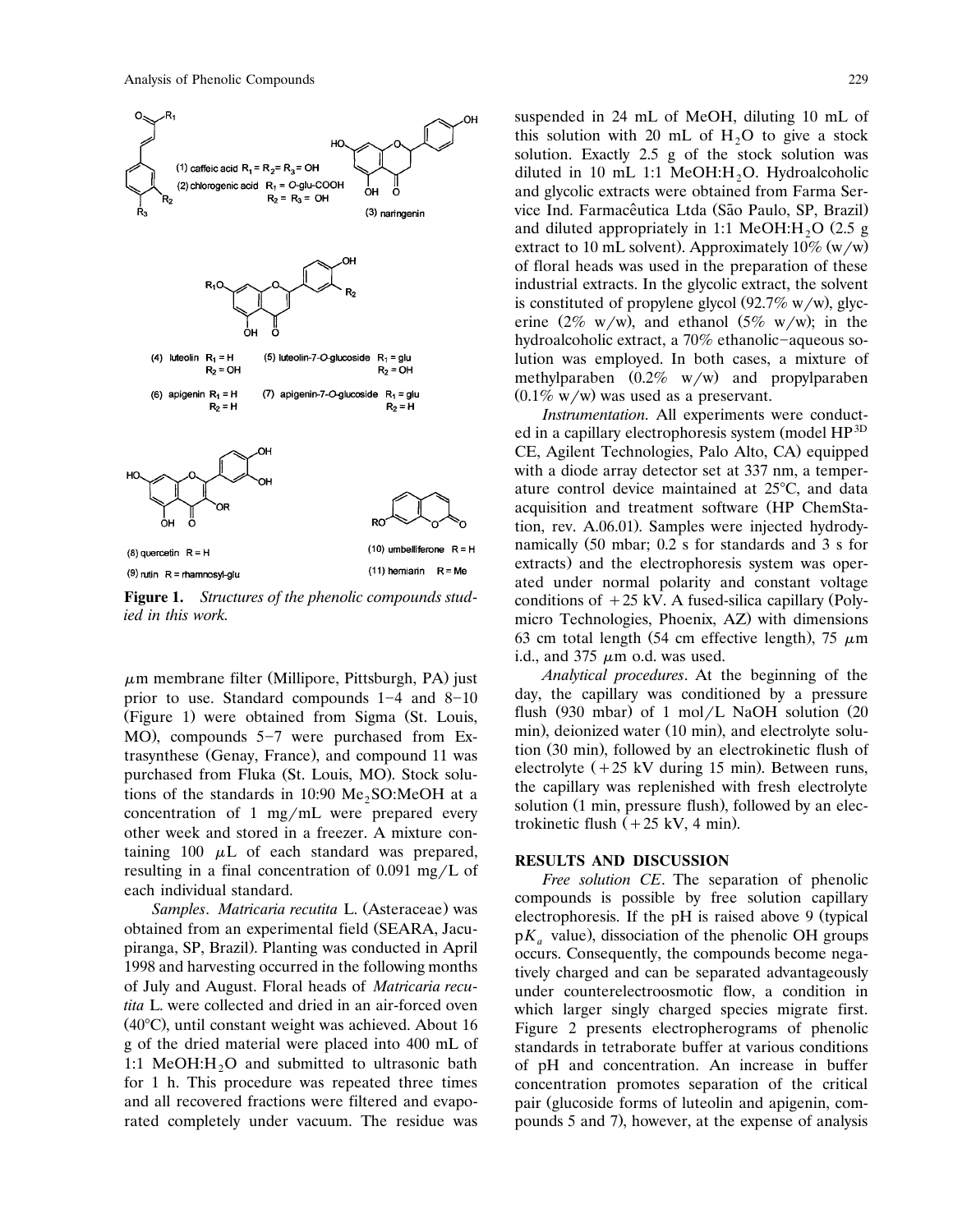**Figure 1.** *Structures of the phenolic compounds studied in this work.*

$\mu$m membrane filter (Millipore, Pittsburgh, PA) just prior to use. Standard compounds 1–4 and 8–10 (Figure 1) were obtained from Sigma (St. Louis, MO), compounds 5–7 were purchased from Extrasynthese (Genay, France), and compound 11 was purchased from Fluka (St. Louis, MO). Stock solutions of the standards in 10:90 $Me_2SO$:MeOH at a concentration of 1 mg/mL were prepared every other week and stored in a freezer. A mixture containing 100 $\mu$L of each standard was prepared, resulting in a final concentration of 0.091 mg/L of each individual standard.

*Samples*. *Matricaria recutita* L. (Asteraceae) was obtained from an experimental field (SEARA, Jacupiranga, SP, Brazil). Planting was conducted in April 1998 and harvesting occurred in the following months of July and August. Floral heads of *Matricaria recutita* L. were collected and dried in an air-forced oven (40°C), until constant weight was achieved. About 16 g of the dried material were placed into 400 mL of 1:1 MeOH:$H_2O$ and submitted to ultrasonic bath for 1 h. This procedure was repeated three times and all recovered fractions were filtered and evaporated completely under vacuum. The residue was suspended in 24 mL of MeOH, diluting 10 mL of this solution with 20 mL of $H_2O$ to give a stock solution. Exactly 2.5 g of the stock solution was diluted in 10 mL 1:1 MeOH:$H_2O$. Hydroalcoholic and glycolic extracts were obtained from Farma Service Ind. Farmacêutica Ltda (São Paulo, SP, Brazil) and diluted appropriately in 1:1 MeOH:$H_2O$ (2.5 g extract to 10 mL solvent). Approximately 10% (w/w) of floral heads was used in the preparation of these industrial extracts. In the glycolic extract, the solvent is constituted of propylene glycol (92.7% w/w), glycerine (2% w/w), and ethanol (5% w/w); in the hydroalcoholic extract, a 70% ethanolic–aqueous solution was employed. In both cases, a mixture of methylparaben (0.2% w/w) and propylparaben (0.1% w/w) was used as a preservant.

*Instrumentation*. All experiments were conducted in a capillary electrophoresis system (model HP$^{3D}$ CE, Agilent Technologies, Palo Alto, CA) equipped with a diode array detector set at 337 nm, a temperature control device maintained at 25°C, and data acquisition and treatment software (HP ChemStation, rev. A.06.01). Samples were injected hydrodynamically (50 mbar; 0.2 s for standards and 3 s for extracts) and the electrophoresis system was operated under normal polarity and constant voltage conditions of +25 kV. A fused-silica capillary (Polymicro Technologies, Phoenix, AZ) with dimensions 63 cm total length (54 cm effective length), 75 $\mu$m i.d., and 375 $\mu$m o.d. was used.

*Analytical procedures*. At the beginning of the day, the capillary was conditioned by a pressure flush (930 mbar) of 1 mol/L NaOH solution (20 min), deionized water (10 min), and electrolyte solution (30 min), followed by an electrokinetic flush of electrolyte (+25 kV during 15 min). Between runs, the capillary was replenished with fresh electrolyte solution (1 min, pressure flush), followed by an electrokinetic flush (+25 kV, 4 min).

## RESULTS AND DISCUSSION

*Free solution CE*. The separation of phenolic compounds is possible by free solution capillary electrophoresis. If the pH is raised above 9 (typical $pK_a$ value), dissociation of the phenolic OH groups occurs. Consequently, the compounds become negatively charged and can be separated advantageously under counterelectroosmotic flow, a condition in which larger singly charged species migrate first. Figure 2 presents electropherograms of phenolic standards in tetraborate buffer at various conditions of pH and concentration. An increase in buffer concentration promotes separation of the critical pair (glucoside forms of luteolin and apigenin, compounds 5 and 7), however, at the expense of analysis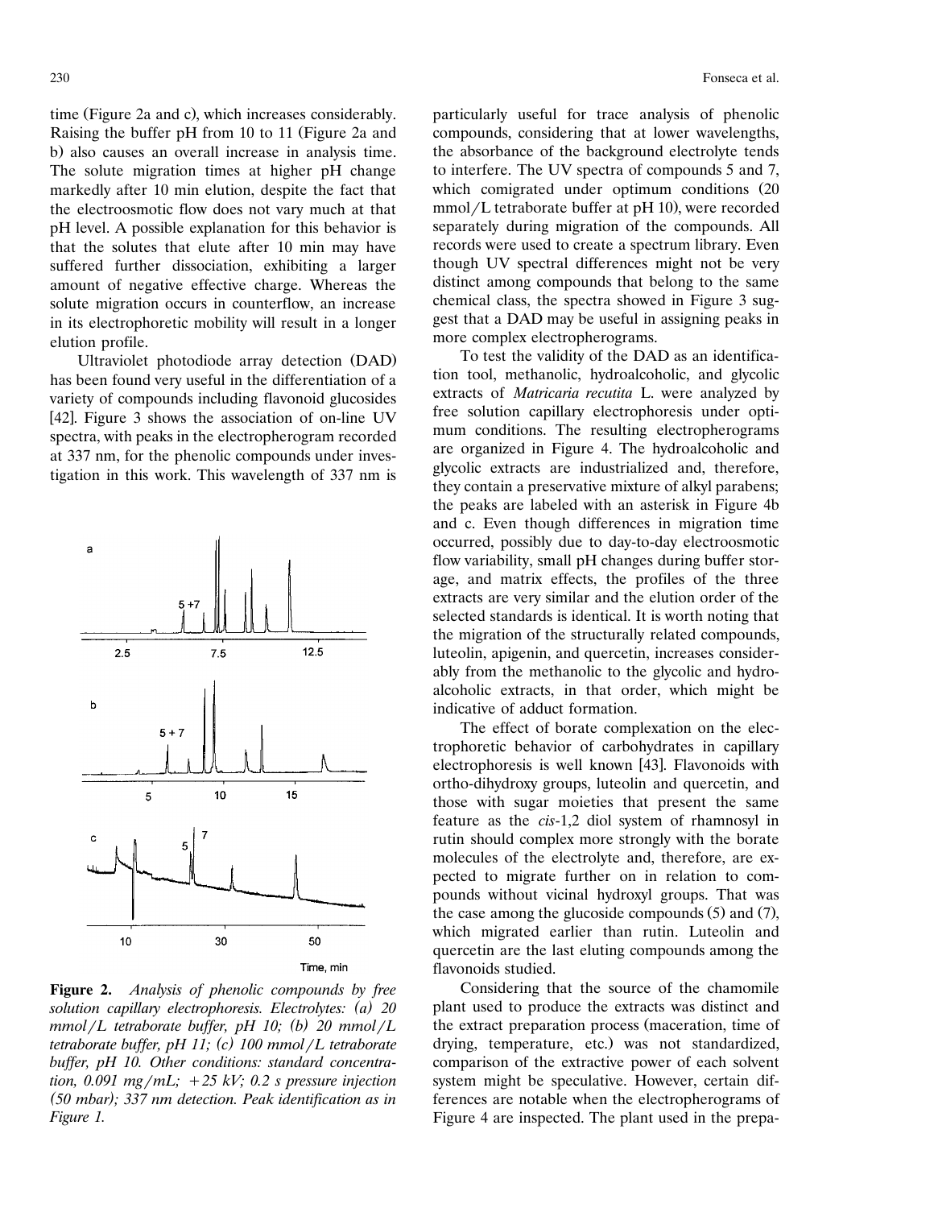time (Figure 2a and c), which increases considerably. Raising the buffer pH from 10 to 11 (Figure 2a and b) also causes an overall increase in analysis time. The solute migration times at higher pH change markedly after 10 min elution, despite the fact that the electroosmotic flow does not vary much at that pH level. A possible explanation for this behavior is that the solutes that elute after 10 min may have suffered further dissociation, exhibiting a larger amount of negative effective charge. Whereas the solute migration occurs in counterflow, an increase in its electrophoretic mobility will result in a longer elution profile.

Ultraviolet photodiode array detection (DAD) has been found very useful in the differentiation of a variety of compounds including flavonoid glucosides [42]. Figure 3 shows the association of on-line UV spectra, with peaks in the electropherogram recorded at 337 nm, for the phenolic compounds under investigation in this work. This wavelength of 337 nm is particularly useful for trace analysis of phenolic compounds, considering that at lower wavelengths, the absorbance of the background electrolyte tends to interfere. The UV spectra of compounds 5 and 7, which comigrated under optimum conditions (20 mmol/L tetraborate buffer at pH 10), were recorded separately during migration of the compounds. All records were used to create a spectrum library. Even though UV spectral differences might not be very distinct among compounds that belong to the same chemical class, the spectra showed in Figure 3 suggest that a DAD may be useful in assigning peaks in more complex electropherograms.

**Figure 2.** *Analysis of phenolic compounds by free solution capillary electrophoresis. Electrolytes: (a) 20 mmol/L tetraborate buffer, pH 10; (b) 20 mmol/L tetraborate buffer, pH 11; (c) 100 mmol/L tetraborate buffer, pH 10. Other conditions: standard concentration, 0.091 mg/mL; +25 kV; 0.2 s pressure injection (50 mbar); 337 nm detection. Peak identification as in Figure 1.*

To test the validity of the DAD as an identification tool, methanolic, hydroalcoholic, and glycolic extracts of *Matricaria recutita* L. were analyzed by free solution capillary electrophoresis under optimum conditions. The resulting electropherograms are organized in Figure 4. The hydroalcoholic and glycolic extracts are industrialized and, therefore, they contain a preservative mixture of alkyl parabens; the peaks are labeled with an asterisk in Figure 4b and c. Even though differences in migration time occurred, possibly due to day-to-day electroosmotic flow variability, small pH changes during buffer storage, and matrix effects, the profiles of the three extracts are very similar and the elution order of the selected standards is identical. It is worth noting that the migration of the structurally related compounds, luteolin, apigenin, and quercetin, increases considerably from the methanolic to the glycolic and hydroalcoholic extracts, in that order, which might be indicative of adduct formation.

The effect of borate complexation on the electrophoretic behavior of carbohydrates in capillary electrophoresis is well known [43]. Flavonoids with ortho-dihydroxy groups, luteolin and quercetin, and those with sugar moieties that present the same feature as the *cis*-1,2 diol system of rhamnosyl in rutin should complex more strongly with the borate molecules of the electrolyte and, therefore, are expected to migrate further on in relation to compounds without vicinal hydroxyl groups. That was the case among the glucoside compounds (5) and (7), which migrated earlier than rutin. Luteolin and quercetin are the last eluting compounds among the flavonoids studied.

Considering that the source of the chamomile plant used to produce the extracts was distinct and the extract preparation process (maceration, time of drying, temperature, etc.) was not standardized, comparison of the extractive power of each solvent system might be speculative. However, certain differences are notable when the electropherograms of Figure 4 are inspected. The plant used in the prepa-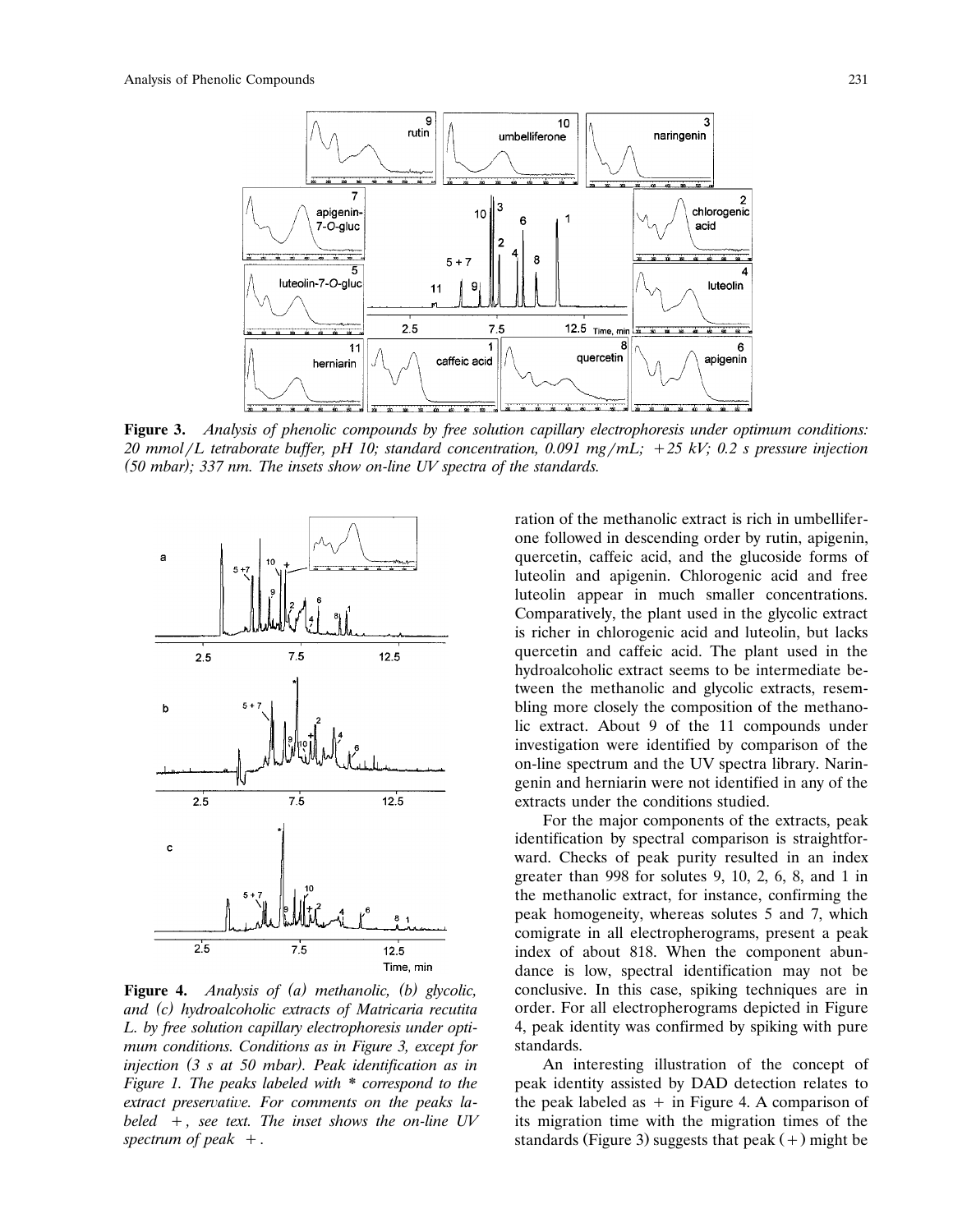**Figure 3.** *Analysis of phenolic compounds by free solution capillary electrophoresis under optimum conditions: 20 mmol/L tetraborate buffer, pH 10; standard concentration, 0.091 mg/mL; +25 kV; 0.2 s pressure injection (50 mbar); 337 nm. The insets show on-line UV spectra of the standards.*

**Figure 4.** *Analysis of (a) methanolic, (b) glycolic, and (c) hydroalcoholic extracts of Matricaria recutita L. by free solution capillary electrophoresis under optimum conditions. Conditions as in Figure 3, except for injection (3 s at 50 mbar). Peak identification as in Figure 1. The peaks labeled with * correspond to the extract preservative. For comments on the peaks labeled +, see text. The inset shows the on-line UV spectrum of peak +.*

ration of the methanolic extract is rich in umbelliferone followed in descending order by rutin, apigenin, quercetin, caffeic acid, and the glucoside forms of luteolin and apigenin. Chlorogenic acid and free luteolin appear in much smaller concentrations. Comparatively, the plant used in the glycolic extract is richer in chlorogenic acid and luteolin, but lacks quercetin and caffeic acid. The plant used in the hydroalcoholic extract seems to be intermediate between the methanolic and glycolic extracts, resembling more closely the composition of the methanolic extract. About 9 of the 11 compounds under investigation were identified by comparison of the on-line spectrum and the UV spectra library. Naringenin and herniarin were not identified in any of the extracts under the conditions studied.

For the major components of the extracts, peak identification by spectral comparison is straightforward. Checks of peak purity resulted in an index greater than 998 for solutes 9, 10, 2, 6, 8, and 1 in the methanolic extract, for instance, confirming the peak homogeneity, whereas solutes 5 and 7, which comigrate in all electropherograms, present a peak index of about 818. When the component abundance is low, spectral identification may not be conclusive. In this case, spiking techniques are in order. For all electropherograms depicted in Figure 4, peak identity was confirmed by spiking with pure standards.

An interesting illustration of the concept of peak identity assisted by DAD detection relates to the peak labeled as + in Figure 4. A comparison of its migration time with the migration times of the standards (Figure 3) suggests that peak (+) might be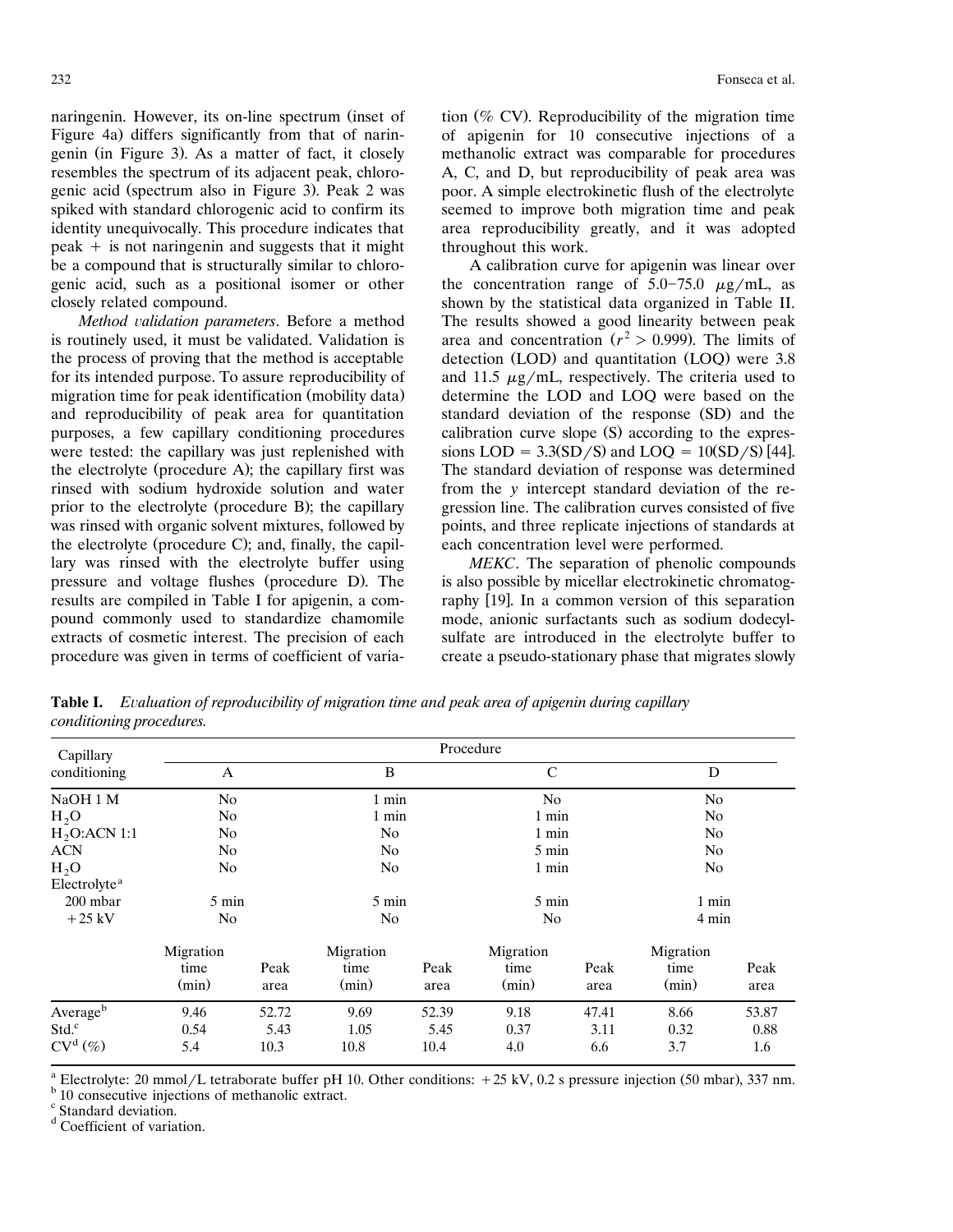naringenin. However, its on-line spectrum (inset of Figure 4a) differs significantly from that of naringenin (in Figure 3). As a matter of fact, it closely resembles the spectrum of its adjacent peak, chlorogenic acid (spectrum also in Figure 3). Peak 2 was spiked with standard chlorogenic acid to confirm its identity unequivocally. This procedure indicates that peak + is not naringenin and suggests that it might be a compound that is structurally similar to chlorogenic acid, such as a positional isomer or other closely related compound.

*Method validation parameters*. Before a method is routinely used, it must be validated. Validation is the process of proving that the method is acceptable for its intended purpose. To assure reproducibility of migration time for peak identification (mobility data) and reproducibility of peak area for quantitation purposes, a few capillary conditioning procedures were tested: the capillary was just replenished with the electrolyte (procedure A); the capillary first was rinsed with sodium hydroxide solution and water prior to the electrolyte (procedure B); the capillary was rinsed with organic solvent mixtures, followed by the electrolyte (procedure C); and, finally, the capillary was rinsed with the electrolyte buffer using pressure and voltage flushes (procedure D). The results are compiled in Table I for apigenin, a compound commonly used to standardize chamomile extracts of cosmetic interest. The precision of each procedure was given in terms of coefficient of variation (% CV). Reproducibility of the migration time of apigenin for 10 consecutive injections of a methanolic extract was comparable for procedures A, C, and D, but reproducibility of peak area was poor. A simple electrokinetic flush of the electrolyte seemed to improve both migration time and peak area reproducibility greatly, and it was adopted throughout this work.

A calibration curve for apigenin was linear over the concentration range of 5.0–75.0 μg/mL, as shown by the statistical data organized in Table II. The results showed a good linearity between peak area and concentration ($r^2 > 0.999$). The limits of detection (LOD) and quantitation (LOQ) were 3.8 and 11.5 μg/mL, respectively. The criteria used to determine the LOD and LOQ were based on the standard deviation of the response (SD) and the calibration curve slope (S) according to the expressions $\text{LOD} = 3.3(\text{SD}/\text{S})$ and $\text{LOQ} = 10(\text{SD}/\text{S})$ [44]. The standard deviation of response was determined from the $y$ intercept standard deviation of the regression line. The calibration curves consisted of five points, and three replicate injections of standards at each concentration level were performed.

*MEKC*. The separation of phenolic compounds is also possible by micellar electrokinetic chromatography [19]. In a common version of this separation mode, anionic surfactants such as sodium dodecylsulfate are introduced in the electrolyte buffer to create a pseudo-stationary phase that migrates slowly

**Table I.** *Evaluation of reproducibility of migration time and peak area of apigenin during capillary conditioning procedures.*

| Capillary conditioning | Procedure | | | | | | | |
|---|---|---|---|---|---|---|---|---|
| | A | | B | | C | | D | |
| NaOH 1 M | No | | 1 min | | No | | No | |
| $H_2O$ | No | | 1 min | | 1 min | | No | |
| $H_2O$:ACN 1:1 | No | | No | | 1 min | | No | |
| ACN | No | | No | | 5 min | | No | |
| $H_2O$ | No | | No | | 1 min | | No | |
| Electrolyte[a] | | | | | | | | |
| 200 mbar | 5 min | | 5 min | | 5 min | | 1 min | |
| +25 kV | No | | No | | No | | 4 min | |
| | Migration time (min) | Peak area | Migration time (min) | Peak area | Migration time (min) | Peak area | Migration time (min) | Peak area |
| Average[b] | 9.46 | 52.72 | 9.69 | 52.39 | 9.18 | 47.41 | 8.66 | 53.87 |
| Std.[c] | 0.54 | 5.43 | 1.05 | 5.45 | 0.37 | 3.11 | 0.32 | 0.88 |
| CV[d] (%) | 5.4 | 10.3 | 10.8 | 10.4 | 4.0 | 6.6 | 3.7 | 1.6 |

[a] Electrolyte: 20 mmol/L tetraborate buffer pH 10. Other conditions: +25 kV, 0.2 s pressure injection (50 mbar), 337 nm.
[b] 10 consecutive injections of methanolic extract.
[c] Standard deviation.
[d] Coefficient of variation.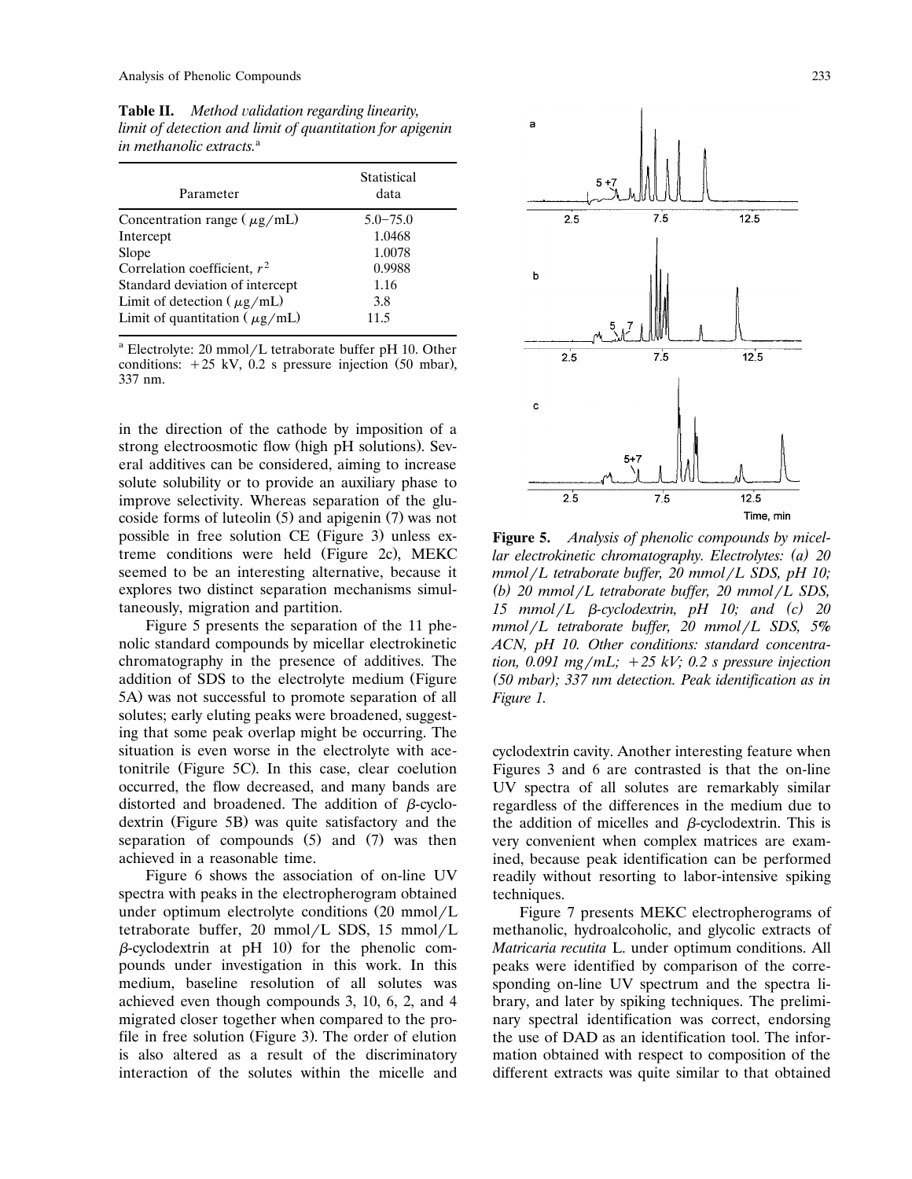**Table II.** *Method validation regarding linearity, limit of detection and limit of quantitation for apigenin in methanolic extracts.*[a]

| Parameter | Statistical data |
|---|---|
| Concentration range ( $\mu$g/mL) | 5.0–75.0 |
| Intercept | 1.0468 |
| Slope | 1.0078 |
| Correlation coefficient, $r^2$ | 0.9988 |
| Standard deviation of intercept | 1.16 |
| Limit of detection ( $\mu$g/mL) | 3.8 |
| Limit of quantitation ( $\mu$g/mL) | 11.5 |

[a] Electrolyte: 20 mmol/L tetraborate buffer pH 10. Other conditions: +25 kV, 0.2 s pressure injection (50 mbar), 337 nm.

in the direction of the cathode by imposition of a strong electroosmotic flow (high pH solutions). Several additives can be considered, aiming to increase solute solubility or to provide an auxiliary phase to improve selectivity. Whereas separation of the glucoside forms of luteolin (5) and apigenin (7) was not possible in free solution CE (Figure 3) unless extreme conditions were held (Figure 2c), MEKC seemed to be an interesting alternative, because it explores two distinct separation mechanisms simultaneously, migration and partition.

Figure 5 presents the separation of the 11 phenolic standard compounds by micellar electrokinetic chromatography in the presence of additives. The addition of SDS to the electrolyte medium (Figure 5A) was not successful to promote separation of all solutes; early eluting peaks were broadened, suggesting that some peak overlap might be occurring. The situation is even worse in the electrolyte with acetonitrile (Figure 5C). In this case, clear coelution occurred, the flow decreased, and many bands are distorted and broadened. The addition of $\beta$-cyclodextrin (Figure 5B) was quite satisfactory and the separation of compounds (5) and (7) was then achieved in a reasonable time.

Figure 6 shows the association of on-line UV spectra with peaks in the electropherogram obtained under optimum electrolyte conditions (20 mmol/L tetraborate buffer, 20 mmol/L SDS, 15 mmol/L $\beta$-cyclodextrin at pH 10) for the phenolic compounds under investigation in this work. In this medium, baseline resolution of all solutes was achieved even though compounds 3, 10, 6, 2, and 4 migrated closer together when compared to the profile in free solution (Figure 3). The order of elution is also altered as a result of the discriminatory interaction of the solutes within the micelle and cyclodextrin cavity. Another interesting feature when Figures 3 and 6 are contrasted is that the on-line UV spectra of all solutes are remarkably similar regardless of the differences in the medium due to the addition of micelles and $\beta$-cyclodextrin. This is very convenient when complex matrices are examined, because peak identification can be performed readily without resorting to labor-intensive spiking techniques.

**Figure 5.** *Analysis of phenolic compounds by micellar electrokinetic chromatography. Electrolytes: (a) 20 mmol/L tetraborate buffer, 20 mmol/L SDS, pH 10; (b) 20 mmol/L tetraborate buffer, 20 mmol/L SDS, 15 mmol/L $\beta$-cyclodextrin, pH 10; and (c) 20 mmol/L tetraborate buffer, 20 mmol/L SDS, 5% ACN, pH 10. Other conditions: standard concentration, 0.091 mg/mL; +25 kV; 0.2 s pressure injection (50 mbar); 337 nm detection. Peak identification as in Figure 1.*

Figure 7 presents MEKC electropherograms of methanolic, hydroalcoholic, and glycolic extracts of *Matricaria recutita* L. under optimum conditions. All peaks were identified by comparison of the corresponding on-line UV spectrum and the spectra library, and later by spiking techniques. The preliminary spectral identification was correct, endorsing the use of DAD as an identification tool. The information obtained with respect to composition of the different extracts was quite similar to that obtained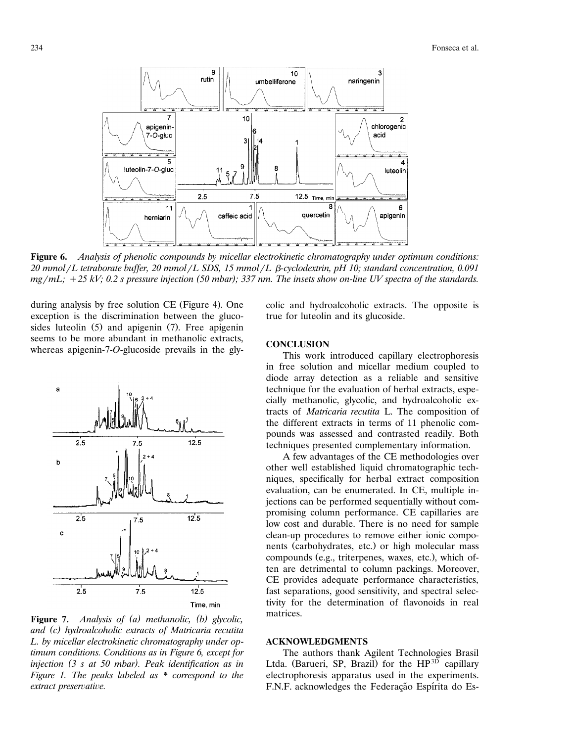**Figure 6.** *Analysis of phenolic compounds by micellar electrokinetic chromatography under optimum conditions: 20 mmol/L tetraborate buffer, 20 mmol/L SDS, 15 mmol/L β-cyclodextrin, pH 10; standard concentration, 0.091 mg/mL; +25 kV; 0.2 s pressure injection (50 mbar); 337 nm. The insets show on-line UV spectra of the standards.*

during analysis by free solution CE (Figure 4). One exception is the discrimination between the glucosides luteolin (5) and apigenin (7). Free apigenin seems to be more abundant in methanolic extracts, whereas apigenin-7-*O*-glucoside prevails in the glycolic and hydroalcoholic extracts. The opposite is true for luteolin and its glucoside.

**Figure 7.** *Analysis of (a) methanolic, (b) glycolic, and (c) hydroalcoholic extracts of Matricaria recutita L. by micellar electrokinetic chromatography under optimum conditions. Conditions as in Figure 6, except for injection (3 s at 50 mbar). Peak identification as in Figure 1. The peaks labeled as * correspond to the extract preservative.*

## CONCLUSION

This work introduced capillary electrophoresis in free solution and micellar medium coupled to diode array detection as a reliable and sensitive technique for the evaluation of herbal extracts, especially methanolic, glycolic, and hydroalcoholic extracts of *Matricaria recutita* L. The composition of the different extracts in terms of 11 phenolic compounds was assessed and contrasted readily. Both techniques presented complementary information.

A few advantages of the CE methodologies over other well established liquid chromatographic techniques, specifically for herbal extract composition evaluation, can be enumerated. In CE, multiple injections can be performed sequentially without compromising column performance. CE capillaries are low cost and durable. There is no need for sample clean-up procedures to remove either ionic components (carbohydrates, etc.) or high molecular mass compounds (e.g., triterpenes, waxes, etc.), which often are detrimental to column packings. Moreover, CE provides adequate performance characteristics, fast separations, good sensitivity, and spectral selectivity for the determination of flavonoids in real matrices.

## ACKNOWLEDGMENTS

The authors thank Agilent Technologies Brasil Ltda. (Barueri, SP, Brazil) for the $HP^{3D}$ capillary electrophoresis apparatus used in the experiments. F.N.F. acknowledges the Federação Espírita do Es-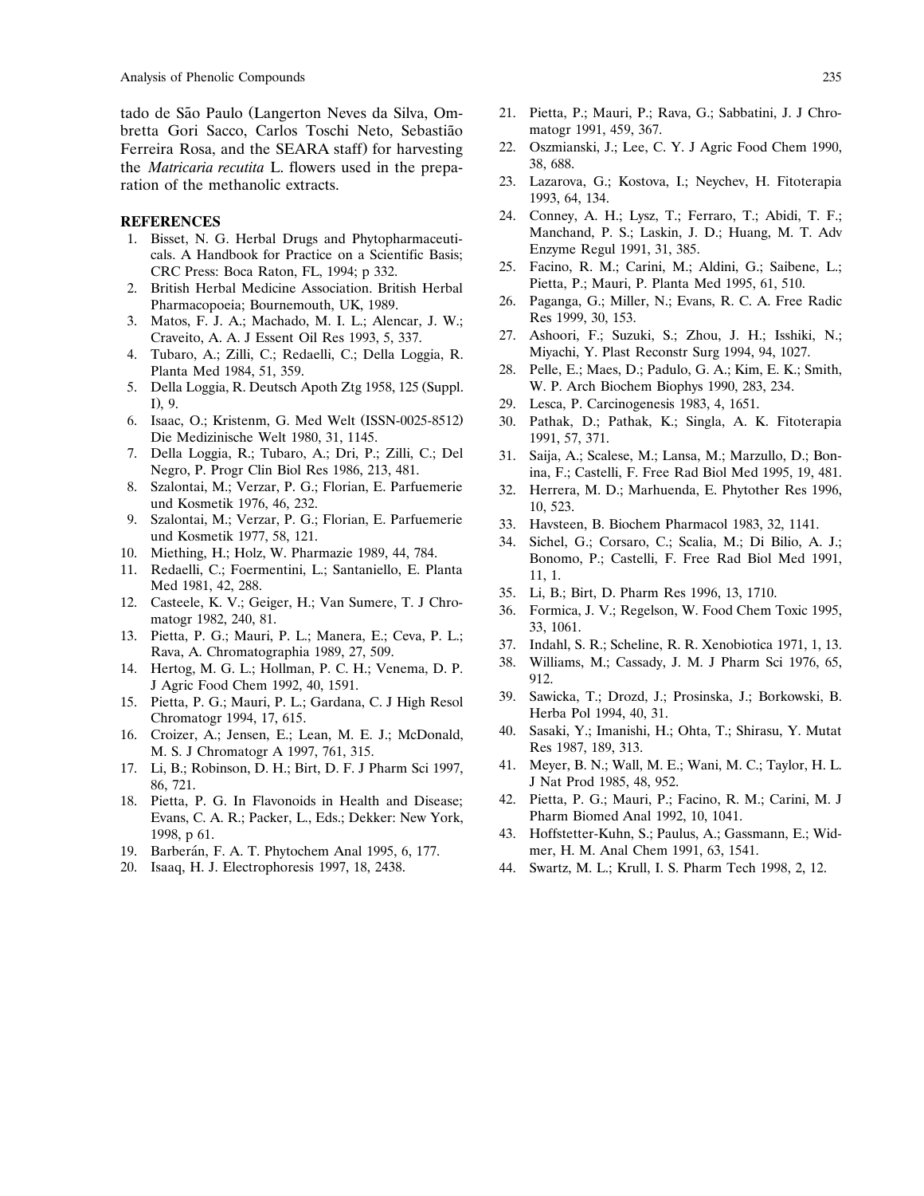tado de São Paulo (Langerton Neves da Silva, Ombretta Gori Sacco, Carlos Toschi Neto, Sebastião Ferreira Rosa, and the SEARA staff) for harvesting the *Matricaria recutita* L. flowers used in the preparation of the methanolic extracts.

## REFERENCES

1. Bisset, N. G. Herbal Drugs and Phytopharmaceuticals. A Handbook for Practice on a Scientific Basis; CRC Press: Boca Raton, FL, 1994; p 332.
2. British Herbal Medicine Association. British Herbal Pharmacopoeia; Bournemouth, UK, 1989.
3. Matos, F. J. A.; Machado, M. I. L.; Alencar, J. W.; Craveito, A. A. J Essent Oil Res 1993, 5, 337.
4. Tubaro, A.; Zilli, C.; Redaelli, C.; Della Loggia, R. Planta Med 1984, 51, 359.
5. Della Loggia, R. Deutsch Apoth Ztg 1958, 125 (Suppl. I), 9.
6. Isaac, O.; Kristenm, G. Med Welt (ISSN-0025-8512) Die Medizinische Welt 1980, 31, 1145.
7. Della Loggia, R.; Tubaro, A.; Dri, P.; Zilli, C.; Del Negro, P. Progr Clin Biol Res 1986, 213, 481.
8. Szalontai, M.; Verzar, P. G.; Florian, E. Parfuemerie und Kosmetik 1976, 46, 232.
9. Szalontai, M.; Verzar, P. G.; Florian, E. Parfuemerie und Kosmetik 1977, 58, 121.
10. Miething, H.; Holz, W. Pharmazie 1989, 44, 784.
11. Redaelli, C.; Foermentini, L.; Santaniello, E. Planta Med 1981, 42, 288.
12. Casteele, K. V.; Geiger, H.; Van Sumere, T. J Chromatogr 1982, 240, 81.
13. Pietta, P. G.; Mauri, P. L.; Manera, E.; Ceva, P. L.; Rava, A. Chromatographia 1989, 27, 509.
14. Hertog, M. G. L.; Hollman, P. C. H.; Venema, D. P. J Agric Food Chem 1992, 40, 1591.
15. Pietta, P. G.; Mauri, P. L.; Gardana, C. J High Resol Chromatogr 1994, 17, 615.
16. Croizer, A.; Jensen, E.; Lean, M. E. J.; McDonald, M. S. J Chromatogr A 1997, 761, 315.
17. Li, B.; Robinson, D. H.; Birt, D. F. J Pharm Sci 1997, 86, 721.
18. Pietta, P. G. In Flavonoids in Health and Disease; Evans, C. A. R.; Packer, L., Eds.; Dekker: New York, 1998, p 61.
19. Barberán, F. A. T. Phytochem Anal 1995, 6, 177.
20. Isaaq, H. J. Electrophoresis 1997, 18, 2438.
21. Pietta, P.; Mauri, P.; Rava, G.; Sabbatini, J. J Chromatogr 1991, 459, 367.
22. Oszmianski, J.; Lee, C. Y. J Agric Food Chem 1990, 38, 688.
23. Lazarova, G.; Kostova, I.; Neychev, H. Fitoterapia 1993, 64, 134.
24. Conney, A. H.; Lysz, T.; Ferraro, T.; Abidi, T. F.; Manchand, P. S.; Laskin, J. D.; Huang, M. T. Adv Enzyme Regul 1991, 31, 385.
25. Facino, R. M.; Carini, M.; Aldini, G.; Saibene, L.; Pietta, P.; Mauri, P. Planta Med 1995, 61, 510.
26. Paganga, G.; Miller, N.; Evans, R. C. A. Free Radic Res 1999, 30, 153.
27. Ashoori, F.; Suzuki, S.; Zhou, J. H.; Isshiki, N.; Miyachi, Y. Plast Reconstr Surg 1994, 94, 1027.
28. Pelle, E.; Maes, D.; Padulo, G. A.; Kim, E. K.; Smith, W. P. Arch Biochem Biophys 1990, 283, 234.
29. Lesca, P. Carcinogenesis 1983, 4, 1651.
30. Pathak, D.; Pathak, K.; Singla, A. K. Fitoterapia 1991, 57, 371.
31. Saija, A.; Scalese, M.; Lansa, M.; Marzullo, D.; Bonina, F.; Castelli, F. Free Rad Biol Med 1995, 19, 481.
32. Herrera, M. D.; Marhuenda, E. Phytother Res 1996, 10, 523.
33. Havsteen, B. Biochem Pharmacol 1983, 32, 1141.
34. Sichel, G.; Corsaro, C.; Scalia, M.; Di Bilio, A. J.; Bonomo, P.; Castelli, F. Free Rad Biol Med 1991, 11, 1.
35. Li, B.; Birt, D. Pharm Res 1996, 13, 1710.
36. Formica, J. V.; Regelson, W. Food Chem Toxic 1995, 33, 1061.
37. Indahl, S. R.; Scheline, R. R. Xenobiotica 1971, 1, 13.
38. Williams, M.; Cassady, J. M. J Pharm Sci 1976, 65, 912.
39. Sawicka, T.; Drozd, J.; Prosinska, J.; Borkowski, B. Herba Pol 1994, 40, 31.
40. Sasaki, Y.; Imanishi, H.; Ohta, T.; Shirasu, Y. Mutat Res 1987, 189, 313.
41. Meyer, B. N.; Wall, M. E.; Wani, M. C.; Taylor, H. L. J Nat Prod 1985, 48, 952.
42. Pietta, P. G.; Mauri, P.; Facino, R. M.; Carini, M. J Pharm Biomed Anal 1992, 10, 1041.
43. Hoffstetter-Kuhn, S.; Paulus, A.; Gassmann, E.; Widmer, H. M. Anal Chem 1991, 63, 1541.
44. Swartz, M. L.; Krull, I. S. Pharm Tech 1998, 2, 12.